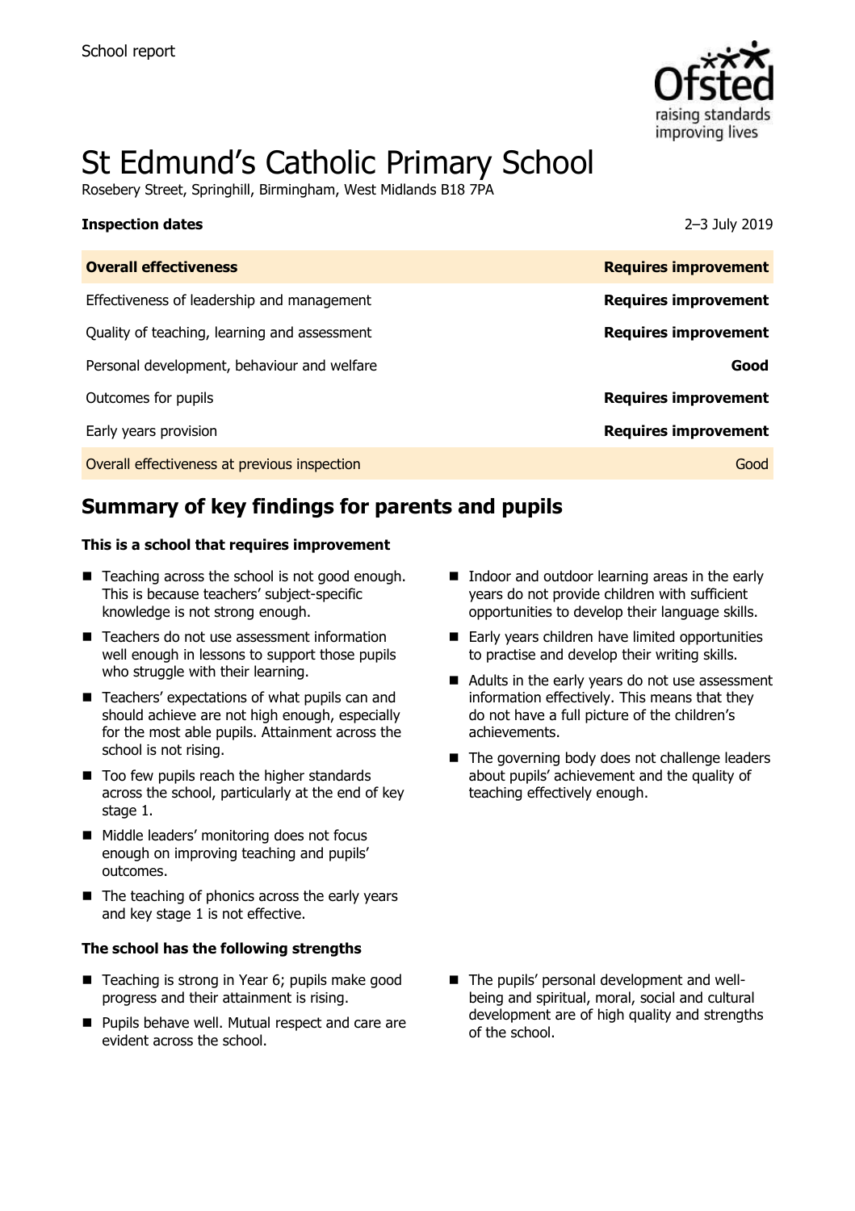School report

# St Edmund's Catholic Primary School

Rosebery Street, Springhill, Birmingham, West Midlands B18 7PA

**Inspection dates** 2–3 July 2019

| **Overall effectiveness** | **Requires improvement** |
|---|---|
| Effectiveness of leadership and management | **Requires improvement** |
| Quality of teaching, learning and assessment | **Requires improvement** |
| Personal development, behaviour and welfare | **Good** |
| Outcomes for pupils | **Requires improvement** |
| Early years provision | **Requires improvement** |
| Overall effectiveness at previous inspection | Good |

## Summary of key findings for parents and pupils

**This is a school that requires improvement**

- Teaching across the school is not good enough. This is because teachers' subject-specific knowledge is not strong enough.
- Teachers do not use assessment information well enough in lessons to support those pupils who struggle with their learning.
- Teachers' expectations of what pupils can and should achieve are not high enough, especially for the most able pupils. Attainment across the school is not rising.
- Too few pupils reach the higher standards across the school, particularly at the end of key stage 1.
- Middle leaders' monitoring does not focus enough on improving teaching and pupils' outcomes.
- The teaching of phonics across the early years and key stage 1 is not effective.
- Indoor and outdoor learning areas in the early years do not provide children with sufficient opportunities to develop their language skills.
- Early years children have limited opportunities to practise and develop their writing skills.
- Adults in the early years do not use assessment information effectively. This means that they do not have a full picture of the children's achievements.
- The governing body does not challenge leaders about pupils' achievement and the quality of teaching effectively enough.

**The school has the following strengths**

- Teaching is strong in Year 6; pupils make good progress and their attainment is rising.
- Pupils behave well. Mutual respect and care are evident across the school.
- The pupils' personal development and well-being and spiritual, moral, social and cultural development are of high quality and strengths of the school.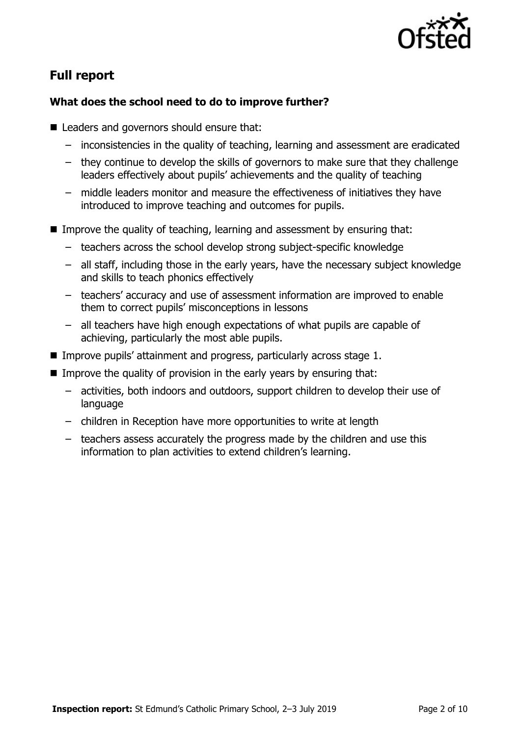## Full report

### What does the school need to do to improve further?

- Leaders and governors should ensure that:
  - inconsistencies in the quality of teaching, learning and assessment are eradicated
  - they continue to develop the skills of governors to make sure that they challenge leaders effectively about pupils' achievements and the quality of teaching
  - middle leaders monitor and measure the effectiveness of initiatives they have introduced to improve teaching and outcomes for pupils.
- Improve the quality of teaching, learning and assessment by ensuring that:
  - teachers across the school develop strong subject-specific knowledge
  - all staff, including those in the early years, have the necessary subject knowledge and skills to teach phonics effectively
  - teachers' accuracy and use of assessment information are improved to enable them to correct pupils' misconceptions in lessons
  - all teachers have high enough expectations of what pupils are capable of achieving, particularly the most able pupils.
- Improve pupils' attainment and progress, particularly across stage 1.
- Improve the quality of provision in the early years by ensuring that:
  - activities, both indoors and outdoors, support children to develop their use of language
  - children in Reception have more opportunities to write at length
  - teachers assess accurately the progress made by the children and use this information to plan activities to extend children's learning.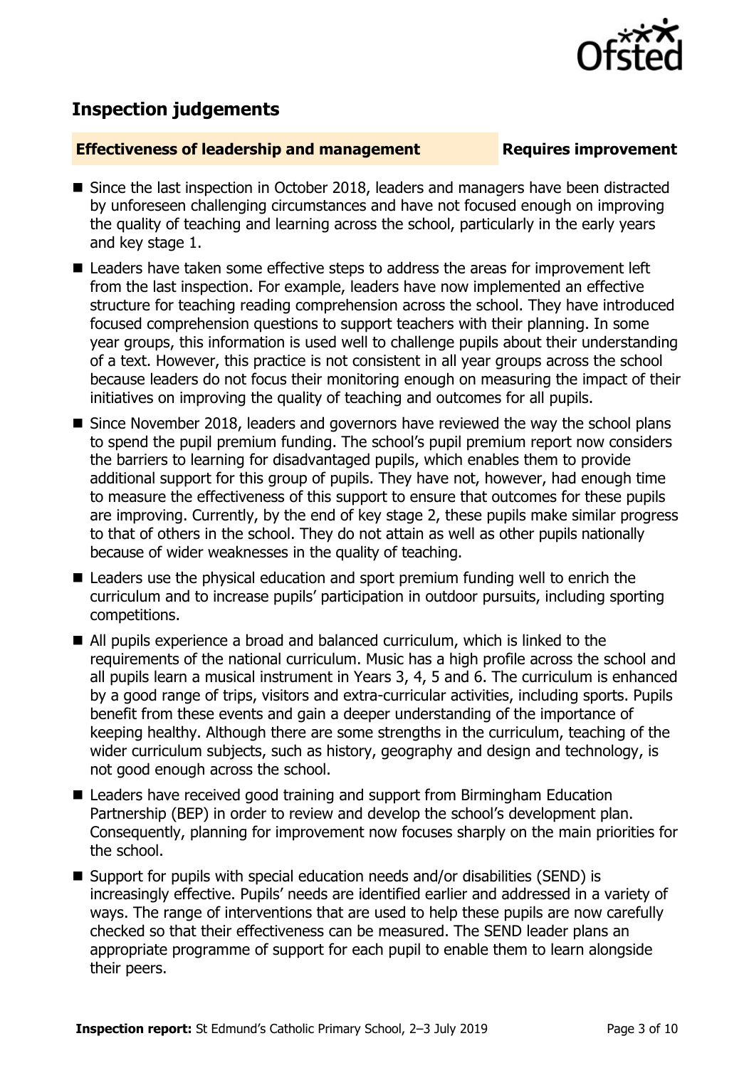## Inspection judgements

**Effectiveness of leadership and management** **Requires improvement**

- Since the last inspection in October 2018, leaders and managers have been distracted by unforeseen challenging circumstances and have not focused enough on improving the quality of teaching and learning across the school, particularly in the early years and key stage 1.
- Leaders have taken some effective steps to address the areas for improvement left from the last inspection. For example, leaders have now implemented an effective structure for teaching reading comprehension across the school. They have introduced focused comprehension questions to support teachers with their planning. In some year groups, this information is used well to challenge pupils about their understanding of a text. However, this practice is not consistent in all year groups across the school because leaders do not focus their monitoring enough on measuring the impact of their initiatives on improving the quality of teaching and outcomes for all pupils.
- Since November 2018, leaders and governors have reviewed the way the school plans to spend the pupil premium funding. The school's pupil premium report now considers the barriers to learning for disadvantaged pupils, which enables them to provide additional support for this group of pupils. They have not, however, had enough time to measure the effectiveness of this support to ensure that outcomes for these pupils are improving. Currently, by the end of key stage 2, these pupils make similar progress to that of others in the school. They do not attain as well as other pupils nationally because of wider weaknesses in the quality of teaching.
- Leaders use the physical education and sport premium funding well to enrich the curriculum and to increase pupils' participation in outdoor pursuits, including sporting competitions.
- All pupils experience a broad and balanced curriculum, which is linked to the requirements of the national curriculum. Music has a high profile across the school and all pupils learn a musical instrument in Years 3, 4, 5 and 6. The curriculum is enhanced by a good range of trips, visitors and extra-curricular activities, including sports. Pupils benefit from these events and gain a deeper understanding of the importance of keeping healthy. Although there are some strengths in the curriculum, teaching of the wider curriculum subjects, such as history, geography and design and technology, is not good enough across the school.
- Leaders have received good training and support from Birmingham Education Partnership (BEP) in order to review and develop the school's development plan. Consequently, planning for improvement now focuses sharply on the main priorities for the school.
- Support for pupils with special education needs and/or disabilities (SEND) is increasingly effective. Pupils' needs are identified earlier and addressed in a variety of ways. The range of interventions that are used to help these pupils are now carefully checked so that their effectiveness can be measured. The SEND leader plans an appropriate programme of support for each pupil to enable them to learn alongside their peers.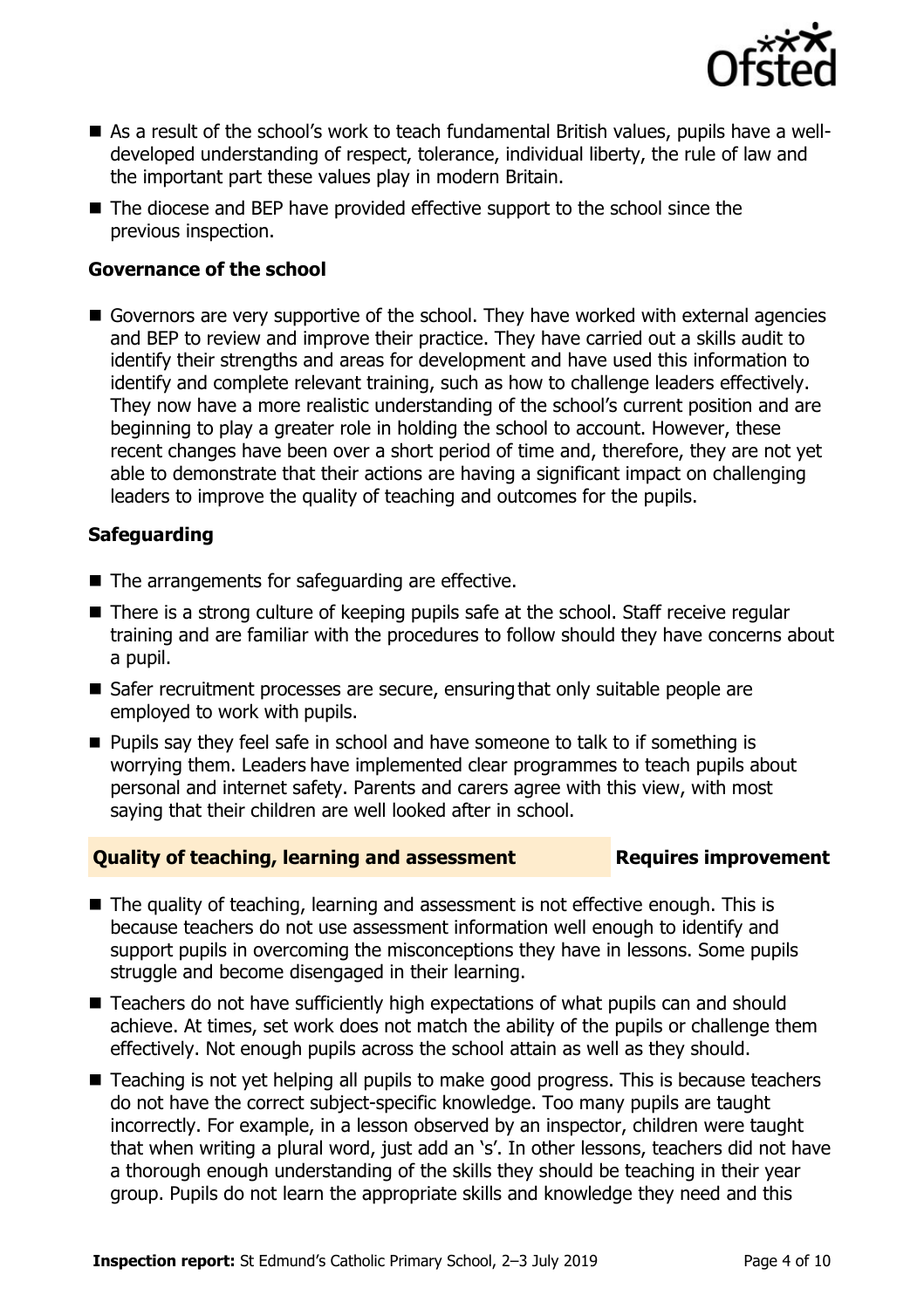- As a result of the school's work to teach fundamental British values, pupils have a well-developed understanding of respect, tolerance, individual liberty, the rule of law and the important part these values play in modern Britain.
- The diocese and BEP have provided effective support to the school since the previous inspection.

### Governance of the school

- Governors are very supportive of the school. They have worked with external agencies and BEP to review and improve their practice. They have carried out a skills audit to identify their strengths and areas for development and have used this information to identify and complete relevant training, such as how to challenge leaders effectively. They now have a more realistic understanding of the school's current position and are beginning to play a greater role in holding the school to account. However, these recent changes have been over a short period of time and, therefore, they are not yet able to demonstrate that their actions are having a significant impact on challenging leaders to improve the quality of teaching and outcomes for the pupils.

### Safeguarding

- The arrangements for safeguarding are effective.
- There is a strong culture of keeping pupils safe at the school. Staff receive regular training and are familiar with the procedures to follow should they have concerns about a pupil.
- Safer recruitment processes are secure, ensuring that only suitable people are employed to work with pupils.
- Pupils say they feel safe in school and have someone to talk to if something is worrying them. Leaders have implemented clear programmes to teach pupils about personal and internet safety. Parents and carers agree with this view, with most saying that their children are well looked after in school.

## Quality of teaching, learning and assessment — Requires improvement

- The quality of teaching, learning and assessment is not effective enough. This is because teachers do not use assessment information well enough to identify and support pupils in overcoming the misconceptions they have in lessons. Some pupils struggle and become disengaged in their learning.
- Teachers do not have sufficiently high expectations of what pupils can and should achieve. At times, set work does not match the ability of the pupils or challenge them effectively. Not enough pupils across the school attain as well as they should.
- Teaching is not yet helping all pupils to make good progress. This is because teachers do not have the correct subject-specific knowledge. Too many pupils are taught incorrectly. For example, in a lesson observed by an inspector, children were taught that when writing a plural word, just add an 's'. In other lessons, teachers did not have a thorough enough understanding of the skills they should be teaching in their year group. Pupils do not learn the appropriate skills and knowledge they need and this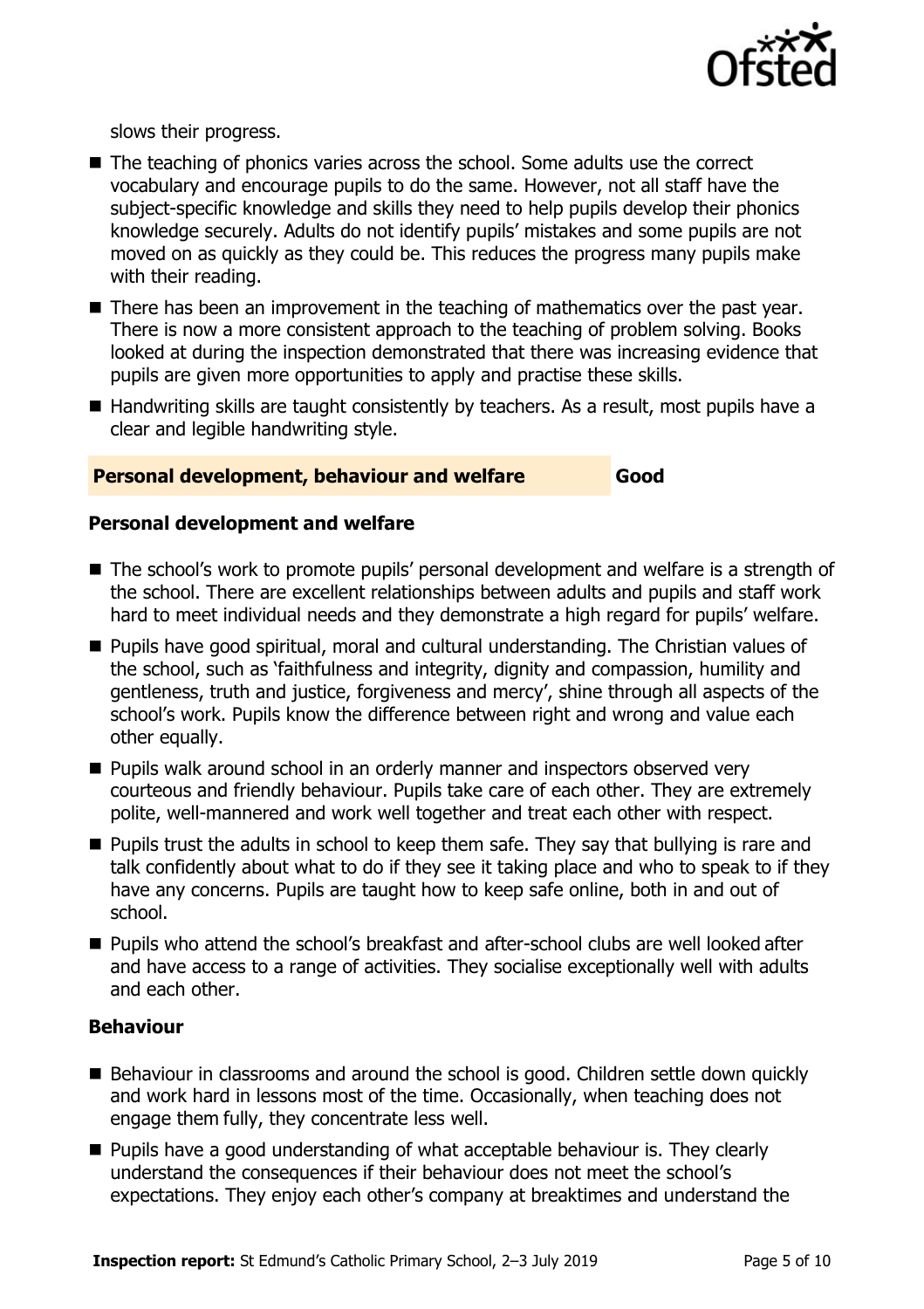slows their progress.

- The teaching of phonics varies across the school. Some adults use the correct vocabulary and encourage pupils to do the same. However, not all staff have the subject-specific knowledge and skills they need to help pupils develop their phonics knowledge securely. Adults do not identify pupils' mistakes and some pupils are not moved on as quickly as they could be. This reduces the progress many pupils make with their reading.
- There has been an improvement in the teaching of mathematics over the past year. There is now a more consistent approach to the teaching of problem solving. Books looked at during the inspection demonstrated that there was increasing evidence that pupils are given more opportunities to apply and practise these skills.
- Handwriting skills are taught consistently by teachers. As a result, most pupils have a clear and legible handwriting style.

## Personal development, behaviour and welfare — Good

### Personal development and welfare

- The school's work to promote pupils' personal development and welfare is a strength of the school. There are excellent relationships between adults and pupils and staff work hard to meet individual needs and they demonstrate a high regard for pupils' welfare.
- Pupils have good spiritual, moral and cultural understanding. The Christian values of the school, such as 'faithfulness and integrity, dignity and compassion, humility and gentleness, truth and justice, forgiveness and mercy', shine through all aspects of the school's work. Pupils know the difference between right and wrong and value each other equally.
- Pupils walk around school in an orderly manner and inspectors observed very courteous and friendly behaviour. Pupils take care of each other. They are extremely polite, well-mannered and work well together and treat each other with respect.
- Pupils trust the adults in school to keep them safe. They say that bullying is rare and talk confidently about what to do if they see it taking place and who to speak to if they have any concerns. Pupils are taught how to keep safe online, both in and out of school.
- Pupils who attend the school's breakfast and after-school clubs are well looked after and have access to a range of activities. They socialise exceptionally well with adults and each other.

### Behaviour

- Behaviour in classrooms and around the school is good. Children settle down quickly and work hard in lessons most of the time. Occasionally, when teaching does not engage them fully, they concentrate less well.
- Pupils have a good understanding of what acceptable behaviour is. They clearly understand the consequences if their behaviour does not meet the school's expectations. They enjoy each other's company at breaktimes and understand the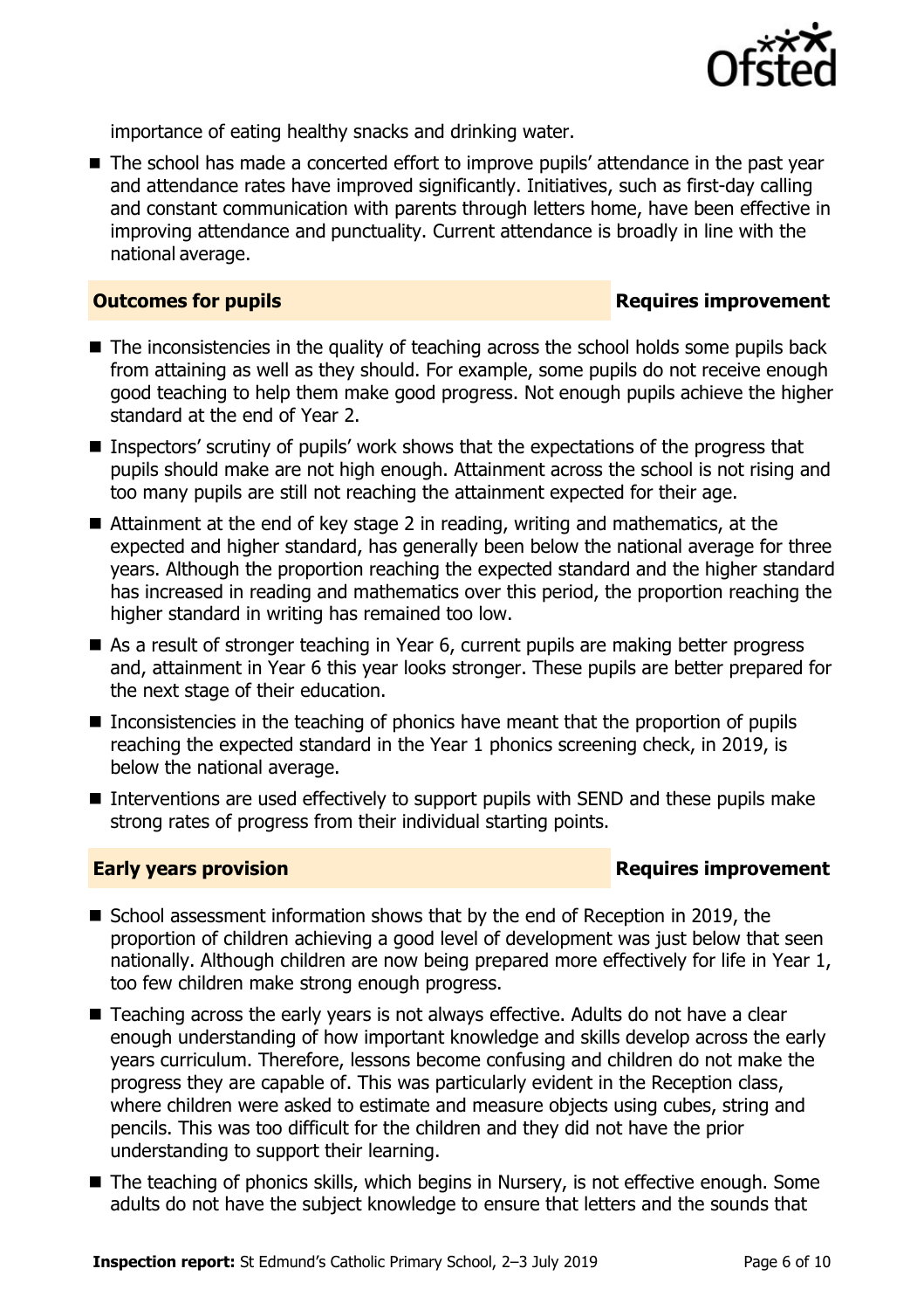importance of eating healthy snacks and drinking water.

- The school has made a concerted effort to improve pupils' attendance in the past year and attendance rates have improved significantly. Initiatives, such as first-day calling and constant communication with parents through letters home, have been effective in improving attendance and punctuality. Current attendance is broadly in line with the national average.

## Outcomes for pupils — Requires improvement

- The inconsistencies in the quality of teaching across the school holds some pupils back from attaining as well as they should. For example, some pupils do not receive enough good teaching to help them make good progress. Not enough pupils achieve the higher standard at the end of Year 2.
- Inspectors' scrutiny of pupils' work shows that the expectations of the progress that pupils should make are not high enough. Attainment across the school is not rising and too many pupils are still not reaching the attainment expected for their age.
- Attainment at the end of key stage 2 in reading, writing and mathematics, at the expected and higher standard, has generally been below the national average for three years. Although the proportion reaching the expected standard and the higher standard has increased in reading and mathematics over this period, the proportion reaching the higher standard in writing has remained too low.
- As a result of stronger teaching in Year 6, current pupils are making better progress and, attainment in Year 6 this year looks stronger. These pupils are better prepared for the next stage of their education.
- Inconsistencies in the teaching of phonics have meant that the proportion of pupils reaching the expected standard in the Year 1 phonics screening check, in 2019, is below the national average.
- Interventions are used effectively to support pupils with SEND and these pupils make strong rates of progress from their individual starting points.

## Early years provision — Requires improvement

- School assessment information shows that by the end of Reception in 2019, the proportion of children achieving a good level of development was just below that seen nationally. Although children are now being prepared more effectively for life in Year 1, too few children make strong enough progress.
- Teaching across the early years is not always effective. Adults do not have a clear enough understanding of how important knowledge and skills develop across the early years curriculum. Therefore, lessons become confusing and children do not make the progress they are capable of. This was particularly evident in the Reception class, where children were asked to estimate and measure objects using cubes, string and pencils. This was too difficult for the children and they did not have the prior understanding to support their learning.
- The teaching of phonics skills, which begins in Nursery, is not effective enough. Some adults do not have the subject knowledge to ensure that letters and the sounds that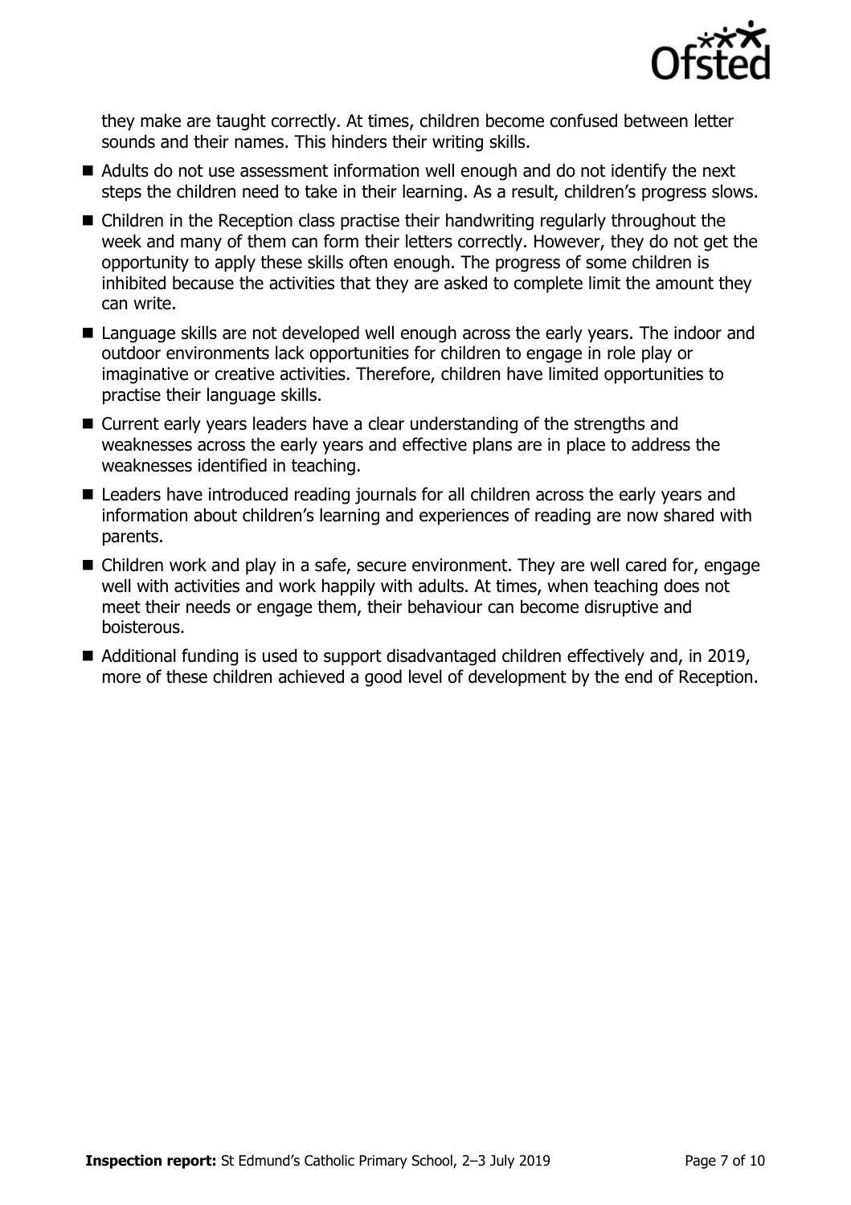they make are taught correctly. At times, children become confused between letter sounds and their names. This hinders their writing skills.

- Adults do not use assessment information well enough and do not identify the next steps the children need to take in their learning. As a result, children's progress slows.
- Children in the Reception class practise their handwriting regularly throughout the week and many of them can form their letters correctly. However, they do not get the opportunity to apply these skills often enough. The progress of some children is inhibited because the activities that they are asked to complete limit the amount they can write.
- Language skills are not developed well enough across the early years. The indoor and outdoor environments lack opportunities for children to engage in role play or imaginative or creative activities. Therefore, children have limited opportunities to practise their language skills.
- Current early years leaders have a clear understanding of the strengths and weaknesses across the early years and effective plans are in place to address the weaknesses identified in teaching.
- Leaders have introduced reading journals for all children across the early years and information about children's learning and experiences of reading are now shared with parents.
- Children work and play in a safe, secure environment. They are well cared for, engage well with activities and work happily with adults. At times, when teaching does not meet their needs or engage them, their behaviour can become disruptive and boisterous.
- Additional funding is used to support disadvantaged children effectively and, in 2019, more of these children achieved a good level of development by the end of Reception.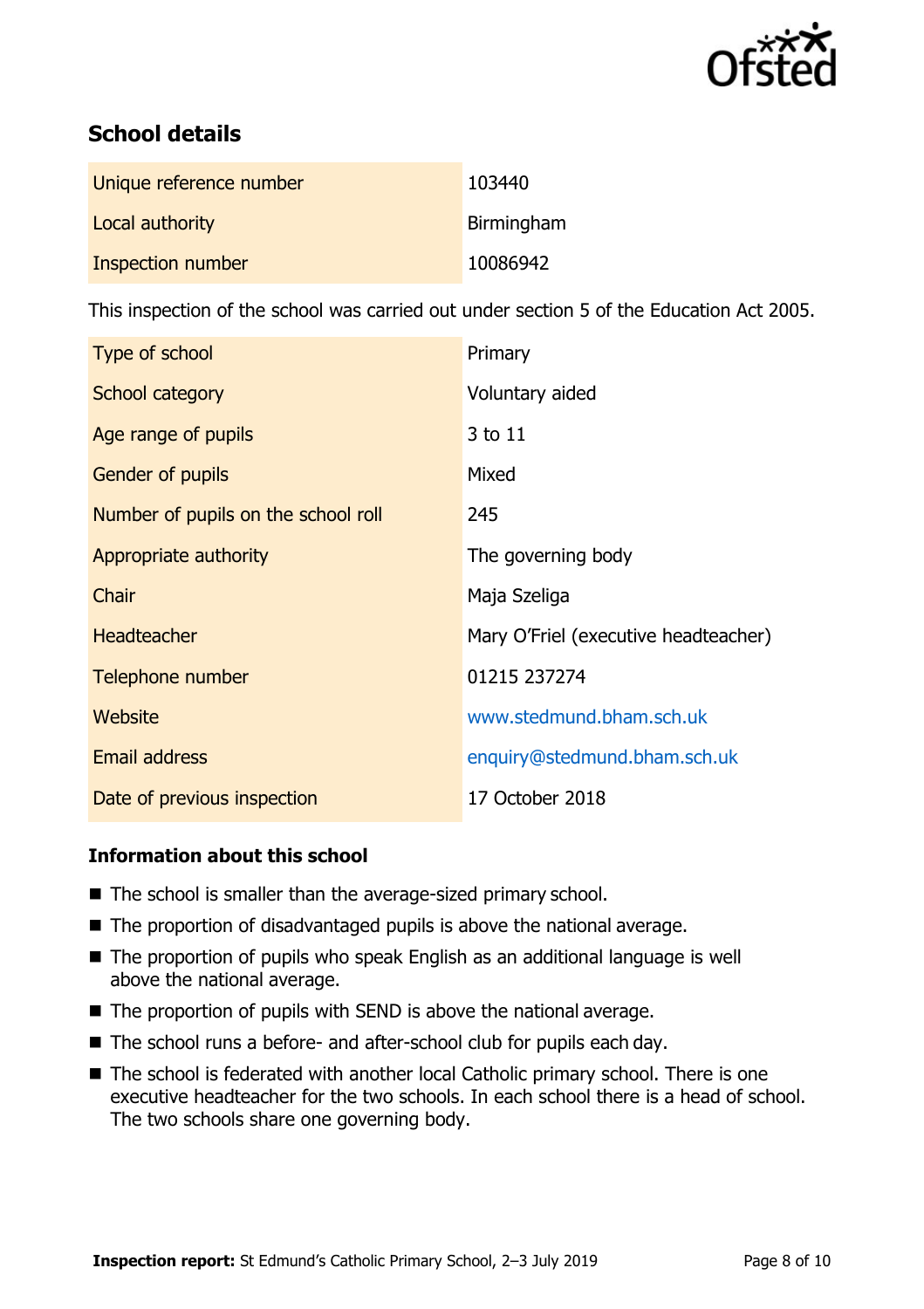## School details

| | |
|---|---|
| Unique reference number | 103440 |
| Local authority | Birmingham |
| Inspection number | 10086942 |

This inspection of the school was carried out under section 5 of the Education Act 2005.

| | |
|---|---|
| Type of school | Primary |
| School category | Voluntary aided |
| Age range of pupils | 3 to 11 |
| Gender of pupils | Mixed |
| Number of pupils on the school roll | 245 |
| Appropriate authority | The governing body |
| Chair | Maja Szeliga |
| Headteacher | Mary O'Friel (executive headteacher) |
| Telephone number | 01215 237274 |
| Website | www.stedmund.bham.sch.uk |
| Email address | enquiry@stedmund.bham.sch.uk |
| Date of previous inspection | 17 October 2018 |

### Information about this school

- The school is smaller than the average-sized primary school.
- The proportion of disadvantaged pupils is above the national average.
- The proportion of pupils who speak English as an additional language is well above the national average.
- The proportion of pupils with SEND is above the national average.
- The school runs a before- and after-school club for pupils each day.
- The school is federated with another local Catholic primary school. There is one executive headteacher for the two schools. In each school there is a head of school. The two schools share one governing body.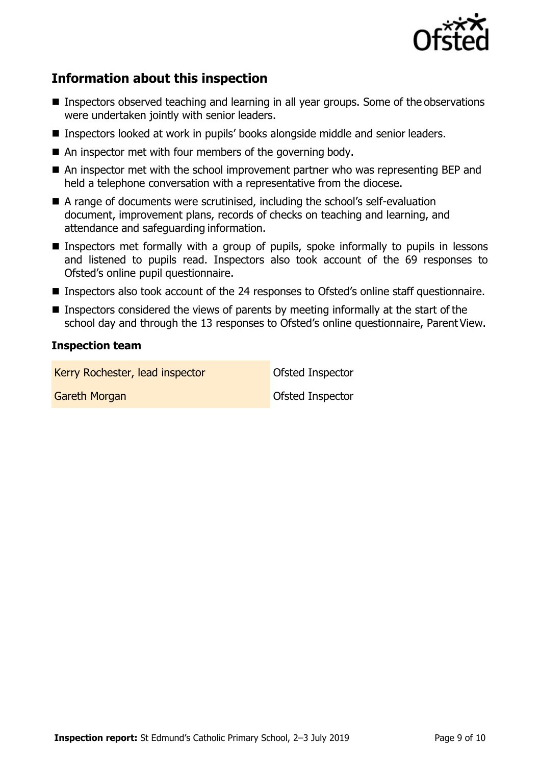## Information about this inspection

- Inspectors observed teaching and learning in all year groups. Some of the observations were undertaken jointly with senior leaders.
- Inspectors looked at work in pupils' books alongside middle and senior leaders.
- An inspector met with four members of the governing body.
- An inspector met with the school improvement partner who was representing BEP and held a telephone conversation with a representative from the diocese.
- A range of documents were scrutinised, including the school's self-evaluation document, improvement plans, records of checks on teaching and learning, and attendance and safeguarding information.
- Inspectors met formally with a group of pupils, spoke informally to pupils in lessons and listened to pupils read. Inspectors also took account of the 69 responses to Ofsted's online pupil questionnaire.
- Inspectors also took account of the 24 responses to Ofsted's online staff questionnaire.
- Inspectors considered the views of parents by meeting informally at the start of the school day and through the 13 responses to Ofsted's online questionnaire, Parent View.

### Inspection team

| | |
|---|---|
| Kerry Rochester, lead inspector | Ofsted Inspector |
| Gareth Morgan | Ofsted Inspector |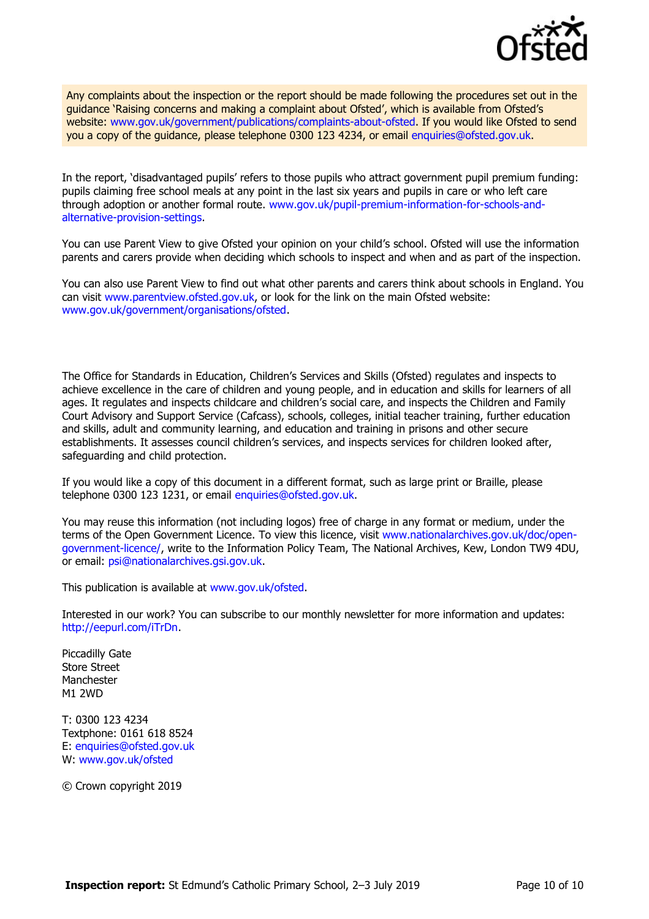Any complaints about the inspection or the report should be made following the procedures set out in the guidance 'Raising concerns and making a complaint about Ofsted', which is available from Ofsted's website: www.gov.uk/government/publications/complaints-about-ofsted. If you would like Ofsted to send you a copy of the guidance, please telephone 0300 123 4234, or email enquiries@ofsted.gov.uk.

In the report, 'disadvantaged pupils' refers to those pupils who attract government pupil premium funding: pupils claiming free school meals at any point in the last six years and pupils in care or who left care through adoption or another formal route. www.gov.uk/pupil-premium-information-for-schools-and-alternative-provision-settings.

You can use Parent View to give Ofsted your opinion on your child's school. Ofsted will use the information parents and carers provide when deciding which schools to inspect and when and as part of the inspection.

You can also use Parent View to find out what other parents and carers think about schools in England. You can visit www.parentview.ofsted.gov.uk, or look for the link on the main Ofsted website: www.gov.uk/government/organisations/ofsted.

The Office for Standards in Education, Children's Services and Skills (Ofsted) regulates and inspects to achieve excellence in the care of children and young people, and in education and skills for learners of all ages. It regulates and inspects childcare and children's social care, and inspects the Children and Family Court Advisory and Support Service (Cafcass), schools, colleges, initial teacher training, further education and skills, adult and community learning, and education and training in prisons and other secure establishments. It assesses council children's services, and inspects services for children looked after, safeguarding and child protection.

If you would like a copy of this document in a different format, such as large print or Braille, please telephone 0300 123 1231, or email enquiries@ofsted.gov.uk.

You may reuse this information (not including logos) free of charge in any format or medium, under the terms of the Open Government Licence. To view this licence, visit www.nationalarchives.gov.uk/doc/open-government-licence/, write to the Information Policy Team, The National Archives, Kew, London TW9 4DU, or email: psi@nationalarchives.gsi.gov.uk.

This publication is available at www.gov.uk/ofsted.

Interested in our work? You can subscribe to our monthly newsletter for more information and updates: http://eepurl.com/iTrDn.

Piccadilly Gate
Store Street
Manchester
M1 2WD

T: 0300 123 4234
Textphone: 0161 618 8524
E: enquiries@ofsted.gov.uk
W: www.gov.uk/ofsted

© Crown copyright 2019